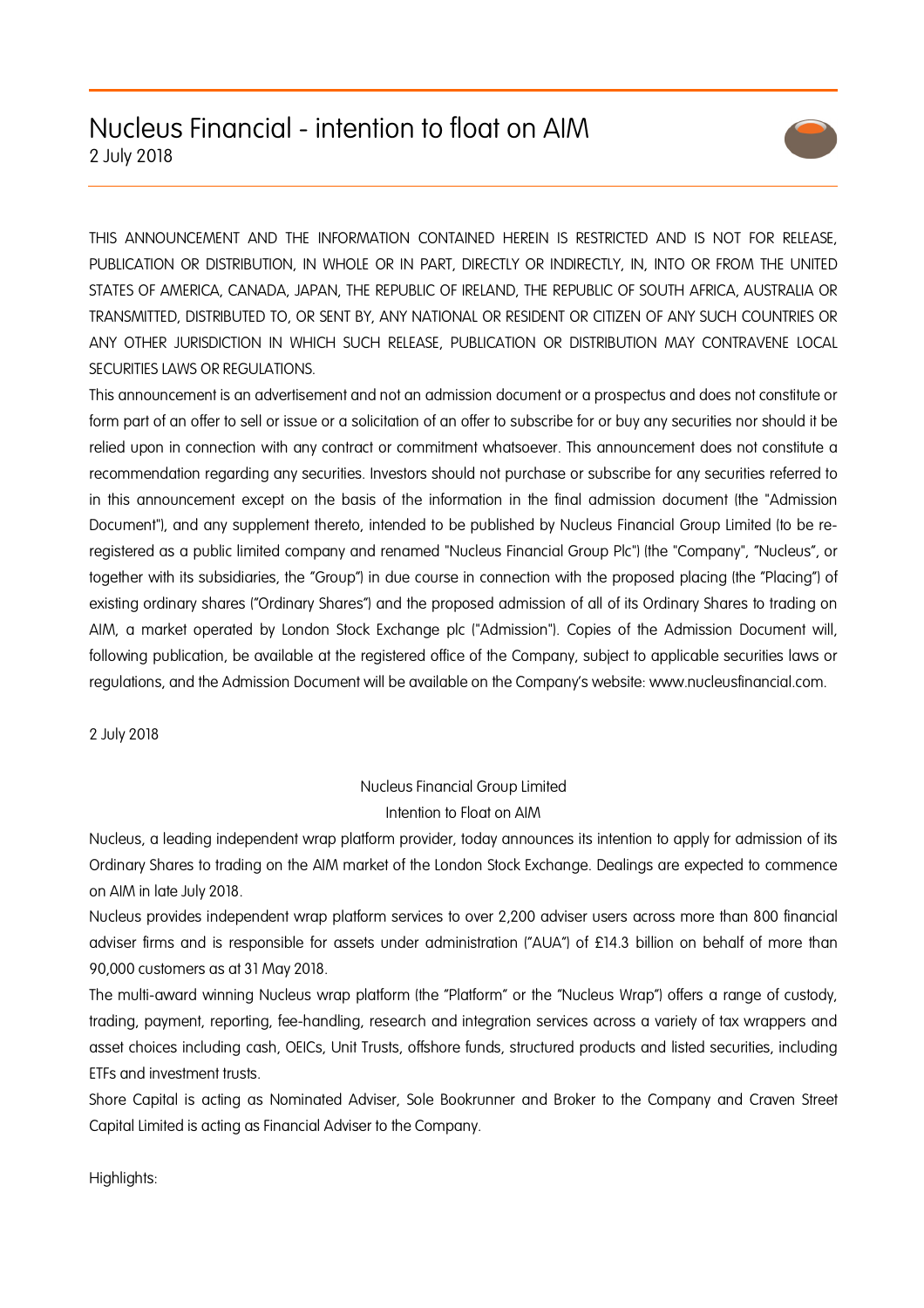# Nucleus Financial - intention to float on AIM

2 July 2018

THIS ANNOUNCEMENT AND THE INFORMATION CONTAINED HEREIN IS RESTRICTED AND IS NOT FOR RELEASE, PUBLICATION OR DISTRIBUTION, IN WHOLE OR IN PART, DIRECTLY OR INDIRECTLY, IN, INTO OR FROM THE UNITED STATES OF AMERICA, CANADA, JAPAN, THE REPUBLIC OF IRELAND, THE REPUBLIC OF SOUTH AFRICA, AUSTRALIA OR TRANSMITTED, DISTRIBUTED TO, OR SENT BY, ANY NATIONAL OR RESIDENT OR CITIZEN OF ANY SUCH COUNTRIES OR ANY OTHER JURISDICTION IN WHICH SUCH RELEASE, PUBLICATION OR DISTRIBUTION MAY CONTRAVENE LOCAL SECURITIES LAWS OR REGULATIONS.

This announcement is an advertisement and not an admission document or a prospectus and does not constitute or form part of an offer to sell or issue or a solicitation of an offer to subscribe for or buy any securities nor should it be relied upon in connection with any contract or commitment whatsoever. This announcement does not constitute a recommendation regarding any securities. Investors should not purchase or subscribe for any securities referred to in this announcement except on the basis of the information in the final admission document (the "Admission Document"), and any supplement thereto, intended to be published by Nucleus Financial Group Limited (to be re-registered as a public limited company and renamed "Nucleus Financial Group Plc") (the "Company", "Nucleus", or together with its subsidiaries, the "Group") in due course in connection with the proposed placing (the "Placing") of existing ordinary shares ("Ordinary Shares") and the proposed admission of all of its Ordinary Shares to trading on AIM, a market operated by London Stock Exchange plc ("Admission"). Copies of the Admission Document will, following publication, be available at the registered office of the Company, subject to applicable securities laws or regulations, and the Admission Document will be available on the Company's website: www.nucleusfinancial.com.

2 July 2018

Nucleus Financial Group Limited

Intention to Float on AIM

Nucleus, a leading independent wrap platform provider, today announces its intention to apply for admission of its Ordinary Shares to trading on the AIM market of the London Stock Exchange. Dealings are expected to commence on AIM in late July 2018.

Nucleus provides independent wrap platform services to over 2,200 adviser users across more than 800 financial adviser firms and is responsible for assets under administration ("AUA") of £14.3 billion on behalf of more than 90,000 customers as at 31 May 2018.

The multi-award winning Nucleus wrap platform (the "Platform" or the "Nucleus Wrap") offers a range of custody, trading, payment, reporting, fee-handling, research and integration services across a variety of tax wrappers and asset choices including cash, OEICs, Unit Trusts, offshore funds, structured products and listed securities, including ETFs and investment trusts.

Shore Capital is acting as Nominated Adviser, Sole Bookrunner and Broker to the Company and Craven Street Capital Limited is acting as Financial Adviser to the Company.

Highlights: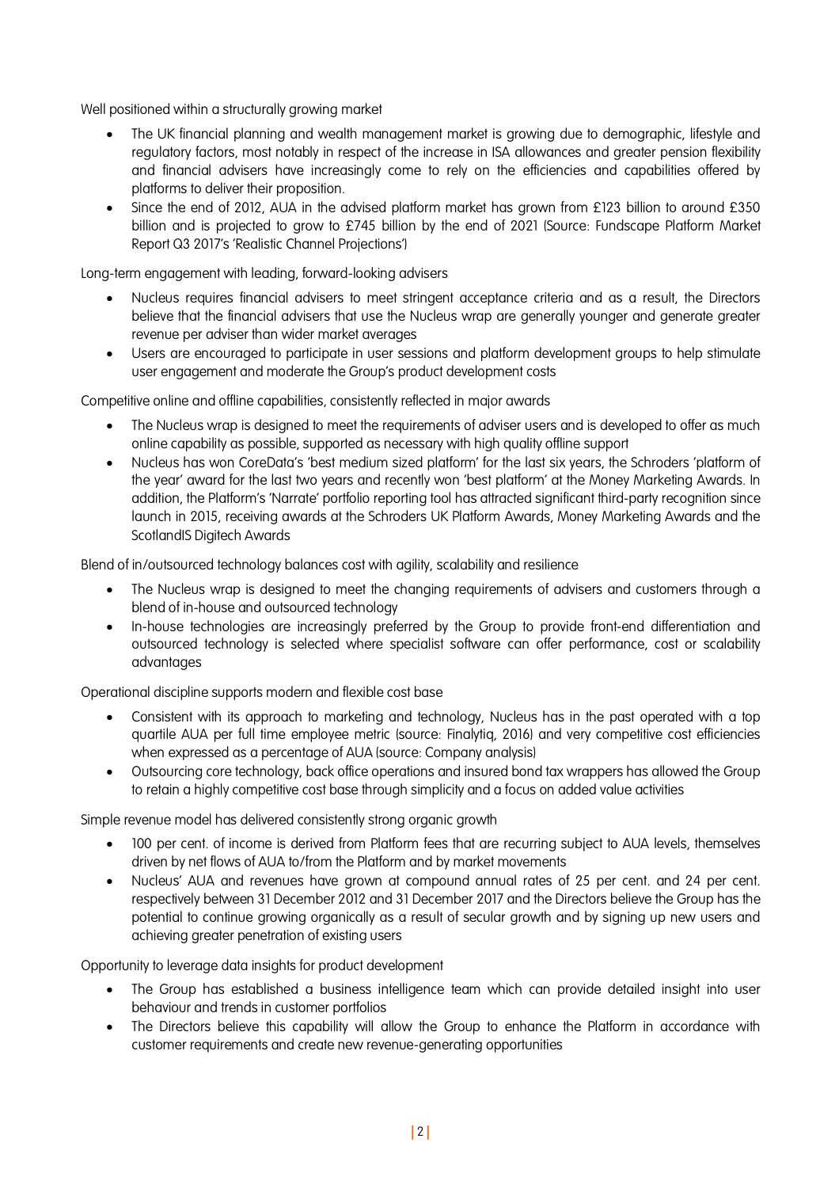Well positioned within a structurally growing market

- The UK financial planning and wealth management market is growing due to demographic, lifestyle and regulatory factors, most notably in respect of the increase in ISA allowances and greater pension flexibility and financial advisers have increasingly come to rely on the efficiencies and capabilities offered by platforms to deliver their proposition.
- Since the end of 2012, AUA in the advised platform market has grown from £123 billion to around £350 billion and is projected to grow to £745 billion by the end of 2021 (Source: Fundscape Platform Market Report Q3 2017's 'Realistic Channel Projections')

Long-term engagement with leading, forward-looking advisers

- Nucleus requires financial advisers to meet stringent acceptance criteria and as a result, the Directors believe that the financial advisers that use the Nucleus wrap are generally younger and generate greater revenue per adviser than wider market averages
- Users are encouraged to participate in user sessions and platform development groups to help stimulate user engagement and moderate the Group's product development costs

Competitive online and offline capabilities, consistently reflected in major awards

- The Nucleus wrap is designed to meet the requirements of adviser users and is developed to offer as much online capability as possible, supported as necessary with high quality offline support
- Nucleus has won CoreData's 'best medium sized platform' for the last six years, the Schroders 'platform of the year' award for the last two years and recently won 'best platform' at the Money Marketing Awards. In addition, the Platform's 'Narrate' portfolio reporting tool has attracted significant third-party recognition since launch in 2015, receiving awards at the Schroders UK Platform Awards, Money Marketing Awards and the ScotlandIS Digitech Awards

Blend of in/outsourced technology balances cost with agility, scalability and resilience

- The Nucleus wrap is designed to meet the changing requirements of advisers and customers through a blend of in-house and outsourced technology
- In-house technologies are increasingly preferred by the Group to provide front-end differentiation and outsourced technology is selected where specialist software can offer performance, cost or scalability advantages

Operational discipline supports modern and flexible cost base

- Consistent with its approach to marketing and technology, Nucleus has in the past operated with a top quartile AUA per full time employee metric (source: Finalytiq, 2016) and very competitive cost efficiencies when expressed as a percentage of AUA (source: Company analysis)
- Outsourcing core technology, back office operations and insured bond tax wrappers has allowed the Group to retain a highly competitive cost base through simplicity and a focus on added value activities

Simple revenue model has delivered consistently strong organic growth

- 100 per cent. of income is derived from Platform fees that are recurring subject to AUA levels, themselves driven by net flows of AUA to/from the Platform and by market movements
- Nucleus' AUA and revenues have grown at compound annual rates of 25 per cent. and 24 per cent. respectively between 31 December 2012 and 31 December 2017 and the Directors believe the Group has the potential to continue growing organically as a result of secular growth and by signing up new users and achieving greater penetration of existing users

Opportunity to leverage data insights for product development

- The Group has established a business intelligence team which can provide detailed insight into user behaviour and trends in customer portfolios
- The Directors believe this capability will allow the Group to enhance the Platform in accordance with customer requirements and create new revenue-generating opportunities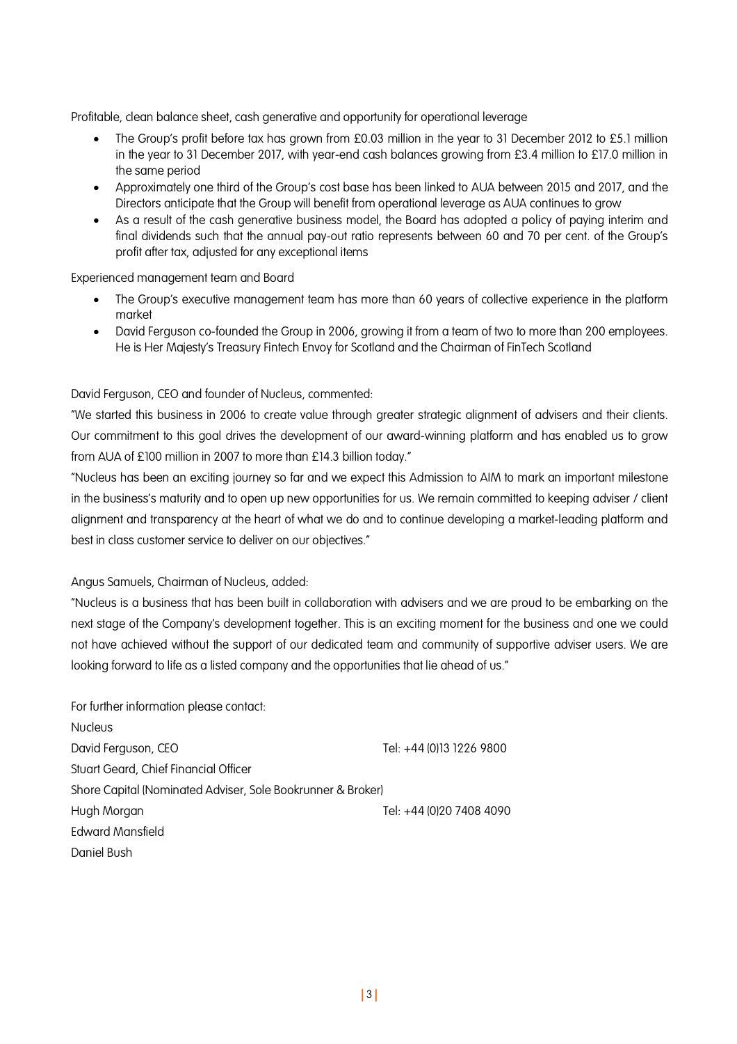Profitable, clean balance sheet, cash generative and opportunity for operational leverage

- The Group's profit before tax has grown from £0.03 million in the year to 31 December 2012 to £5.1 million in the year to 31 December 2017, with year-end cash balances growing from £3.4 million to £17.0 million in the same period
- Approximately one third of the Group's cost base has been linked to AUA between 2015 and 2017, and the Directors anticipate that the Group will benefit from operational leverage as AUA continues to grow
- As a result of the cash generative business model, the Board has adopted a policy of paying interim and final dividends such that the annual pay-out ratio represents between 60 and 70 per cent. of the Group's profit after tax, adjusted for any exceptional items

Experienced management team and Board

- The Group's executive management team has more than 60 years of collective experience in the platform market
- David Ferguson co-founded the Group in 2006, growing it from a team of two to more than 200 employees. He is Her Majesty's Treasury Fintech Envoy for Scotland and the Chairman of FinTech Scotland

David Ferguson, CEO and founder of Nucleus, commented:

"We started this business in 2006 to create value through greater strategic alignment of advisers and their clients. Our commitment to this goal drives the development of our award-winning platform and has enabled us to grow from AUA of £100 million in 2007 to more than £14.3 billion today."

"Nucleus has been an exciting journey so far and we expect this Admission to AIM to mark an important milestone in the business's maturity and to open up new opportunities for us. We remain committed to keeping adviser / client alignment and transparency at the heart of what we do and to continue developing a market-leading platform and best in class customer service to deliver on our objectives."

Angus Samuels, Chairman of Nucleus, added:

"Nucleus is a business that has been built in collaboration with advisers and we are proud to be embarking on the next stage of the Company's development together. This is an exciting moment for the business and one we could not have achieved without the support of our dedicated team and community of supportive adviser users. We are looking forward to life as a listed company and the opportunities that lie ahead of us."

For further information please contact:

| | |
|---|---|
| Nucleus | |
| David Ferguson, CEO | Tel: +44 (0)13 1226 9800 |
| Stuart Geard, Chief Financial Officer | |
| Shore Capital (Nominated Adviser, Sole Bookrunner & Broker) | |
| Hugh Morgan | Tel: +44 (0)20 7408 4090 |
| Edward Mansfield | |
| Daniel Bush | |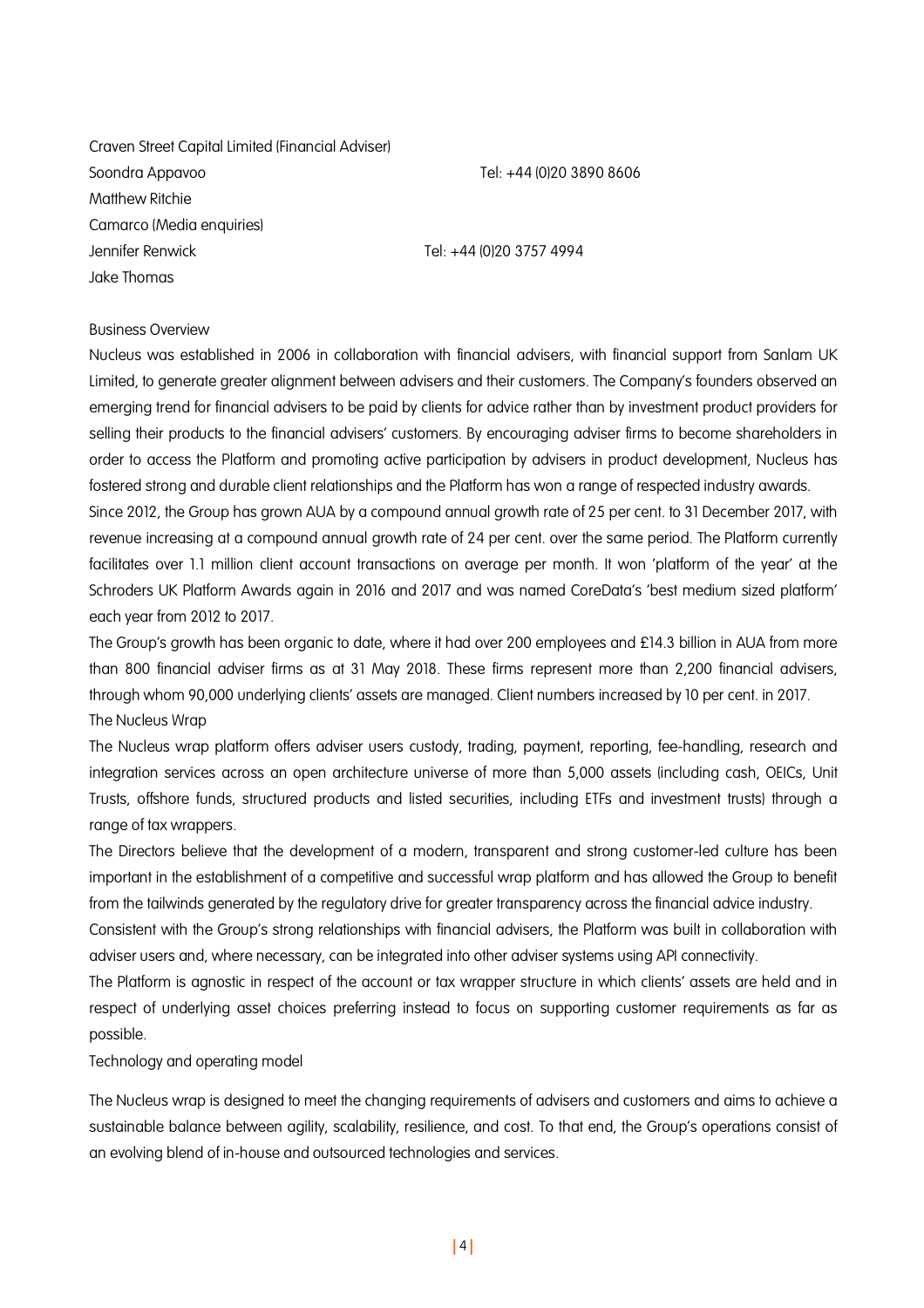Craven Street Capital Limited (Financial Adviser)

Soondra Appavoo Tel: +44 (0)20 3890 8606

Matthew Ritchie

Camarco (Media enquiries)

Jennifer Renwick Tel: +44 (0)20 3757 4994

Jake Thomas

## Business Overview

Nucleus was established in 2006 in collaboration with financial advisers, with financial support from Sanlam UK Limited, to generate greater alignment between advisers and their customers. The Company's founders observed an emerging trend for financial advisers to be paid by clients for advice rather than by investment product providers for selling their products to the financial advisers' customers. By encouraging adviser firms to become shareholders in order to access the Platform and promoting active participation by advisers in product development, Nucleus has fostered strong and durable client relationships and the Platform has won a range of respected industry awards.

Since 2012, the Group has grown AUA by a compound annual growth rate of 25 per cent. to 31 December 2017, with revenue increasing at a compound annual growth rate of 24 per cent. over the same period. The Platform currently facilitates over 1.1 million client account transactions on average per month. It won 'platform of the year' at the Schroders UK Platform Awards again in 2016 and 2017 and was named CoreData's 'best medium sized platform' each year from 2012 to 2017.

The Group's growth has been organic to date, where it had over 200 employees and £14.3 billion in AUA from more than 800 financial adviser firms as at 31 May 2018. These firms represent more than 2,200 financial advisers, through whom 90,000 underlying clients' assets are managed. Client numbers increased by 10 per cent. in 2017.

## The Nucleus Wrap

The Nucleus wrap platform offers adviser users custody, trading, payment, reporting, fee-handling, research and integration services across an open architecture universe of more than 5,000 assets (including cash, OEICs, Unit Trusts, offshore funds, structured products and listed securities, including ETFs and investment trusts) through a range of tax wrappers.

The Directors believe that the development of a modern, transparent and strong customer-led culture has been important in the establishment of a competitive and successful wrap platform and has allowed the Group to benefit from the tailwinds generated by the regulatory drive for greater transparency across the financial advice industry.

Consistent with the Group's strong relationships with financial advisers, the Platform was built in collaboration with adviser users and, where necessary, can be integrated into other adviser systems using API connectivity.

The Platform is agnostic in respect of the account or tax wrapper structure in which clients' assets are held and in respect of underlying asset choices preferring instead to focus on supporting customer requirements as far as possible.

## Technology and operating model

The Nucleus wrap is designed to meet the changing requirements of advisers and customers and aims to achieve a sustainable balance between agility, scalability, resilience, and cost. To that end, the Group's operations consist of an evolving blend of in-house and outsourced technologies and services.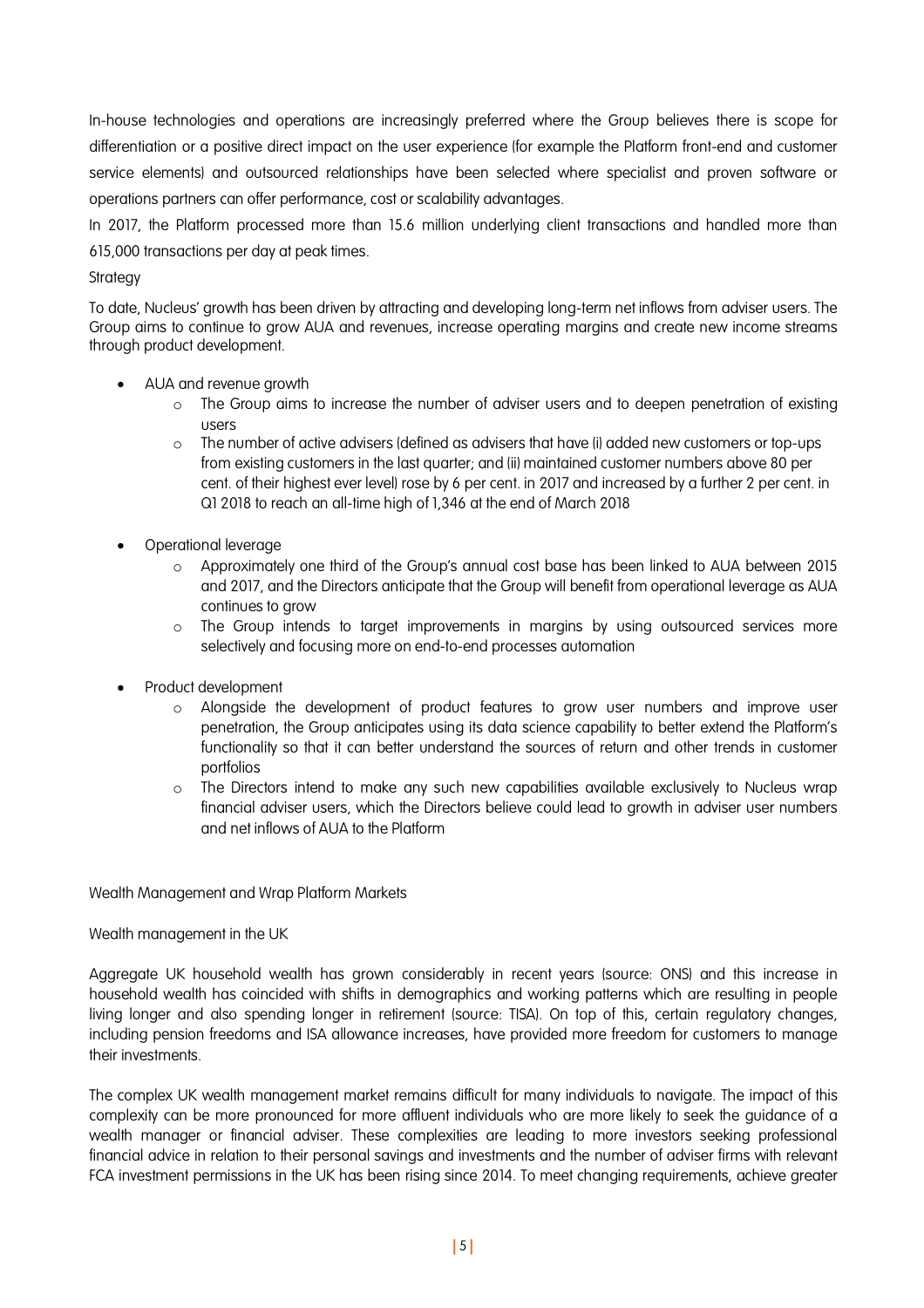In-house technologies and operations are increasingly preferred where the Group believes there is scope for differentiation or a positive direct impact on the user experience (for example the Platform front-end and customer service elements) and outsourced relationships have been selected where specialist and proven software or operations partners can offer performance, cost or scalability advantages.

In 2017, the Platform processed more than 15.6 million underlying client transactions and handled more than 615,000 transactions per day at peak times.

Strategy

To date, Nucleus' growth has been driven by attracting and developing long-term net inflows from adviser users. The Group aims to continue to grow AUA and revenues, increase operating margins and create new income streams through product development.

- AUA and revenue growth
  - The Group aims to increase the number of adviser users and to deepen penetration of existing users
  - The number of active advisers (defined as advisers that have (i) added new customers or top-ups from existing customers in the last quarter; and (ii) maintained customer numbers above 80 per cent. of their highest ever level) rose by 6 per cent. in 2017 and increased by a further 2 per cent. in Q1 2018 to reach an all-time high of 1,346 at the end of March 2018

- Operational leverage
  - Approximately one third of the Group's annual cost base has been linked to AUA between 2015 and 2017, and the Directors anticipate that the Group will benefit from operational leverage as AUA continues to grow
  - The Group intends to target improvements in margins by using outsourced services more selectively and focusing more on end-to-end processes automation

- Product development
  - Alongside the development of product features to grow user numbers and improve user penetration, the Group anticipates using its data science capability to better extend the Platform's functionality so that it can better understand the sources of return and other trends in customer portfolios
  - The Directors intend to make any such new capabilities available exclusively to Nucleus wrap financial adviser users, which the Directors believe could lead to growth in adviser user numbers and net inflows of AUA to the Platform

Wealth Management and Wrap Platform Markets

Wealth management in the UK

Aggregate UK household wealth has grown considerably in recent years (source: ONS) and this increase in household wealth has coincided with shifts in demographics and working patterns which are resulting in people living longer and also spending longer in retirement (source: TISA). On top of this, certain regulatory changes, including pension freedoms and ISA allowance increases, have provided more freedom for customers to manage their investments.

The complex UK wealth management market remains difficult for many individuals to navigate. The impact of this complexity can be more pronounced for more affluent individuals who are more likely to seek the guidance of a wealth manager or financial adviser. These complexities are leading to more investors seeking professional financial advice in relation to their personal savings and investments and the number of adviser firms with relevant FCA investment permissions in the UK has been rising since 2014. To meet changing requirements, achieve greater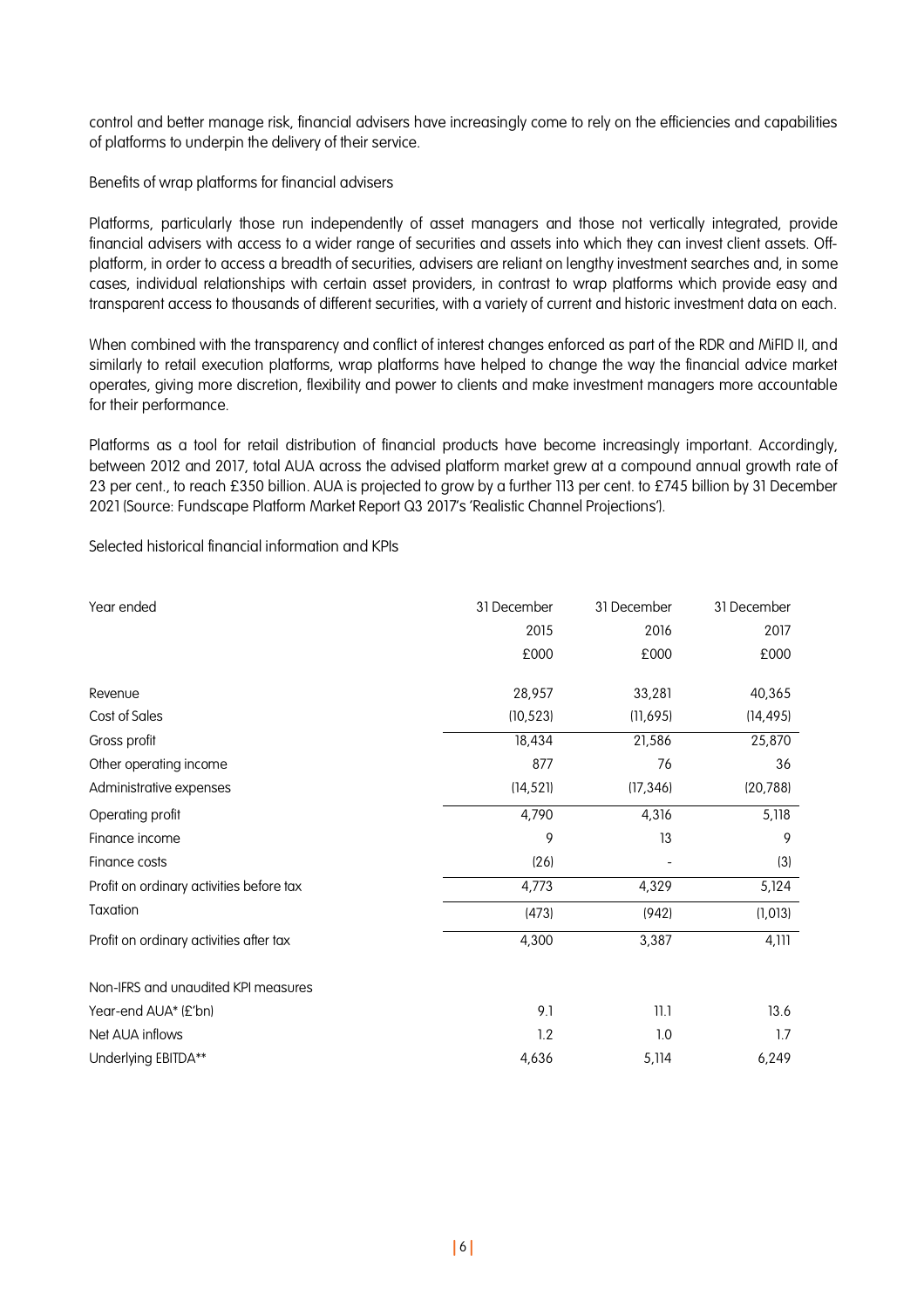control and better manage risk, financial advisers have increasingly come to rely on the efficiencies and capabilities of platforms to underpin the delivery of their service.

Benefits of wrap platforms for financial advisers

Platforms, particularly those run independently of asset managers and those not vertically integrated, provide financial advisers with access to a wider range of securities and assets into which they can invest client assets. Off-platform, in order to access a breadth of securities, advisers are reliant on lengthy investment searches and, in some cases, individual relationships with certain asset providers, in contrast to wrap platforms which provide easy and transparent access to thousands of different securities, with a variety of current and historic investment data on each.

When combined with the transparency and conflict of interest changes enforced as part of the RDR and MiFID II, and similarly to retail execution platforms, wrap platforms have helped to change the way the financial advice market operates, giving more discretion, flexibility and power to clients and make investment managers more accountable for their performance.

Platforms as a tool for retail distribution of financial products have become increasingly important. Accordingly, between 2012 and 2017, total AUA across the advised platform market grew at a compound annual growth rate of 23 per cent., to reach £350 billion. AUA is projected to grow by a further 113 per cent. to £745 billion by 31 December 2021 (Source: Fundscape Platform Market Report Q3 2017's 'Realistic Channel Projections').

Selected historical financial information and KPIs

| Year ended | 31 December 2015 £000 | 31 December 2016 £000 | 31 December 2017 £000 |
|---|---|---|---|
| Revenue | 28,957 | 33,281 | 40,365 |
| Cost of Sales | (10,523) | (11,695) | (14,495) |
| Gross profit | 18,434 | 21,586 | 25,870 |
| Other operating income | 877 | 76 | 36 |
| Administrative expenses | (14,521) | (17,346) | (20,788) |
| Operating profit | 4,790 | 4,316 | 5,118 |
| Finance income | 9 | 13 | 9 |
| Finance costs | (26) | - | (3) |
| Profit on ordinary activities before tax | 4,773 | 4,329 | 5,124 |
| Taxation | (473) | (942) | (1,013) |
| Profit on ordinary activities after tax | 4,300 | 3,387 | 4,111 |
| | | | |
| Non-IFRS and unaudited KPI measures | | | |
| Year-end AUA* (£'bn) | 9.1 | 11.1 | 13.6 |
| Net AUA inflows | 1.2 | 1.0 | 1.7 |
| Underlying EBITDA** | 4,636 | 5,114 | 6,249 |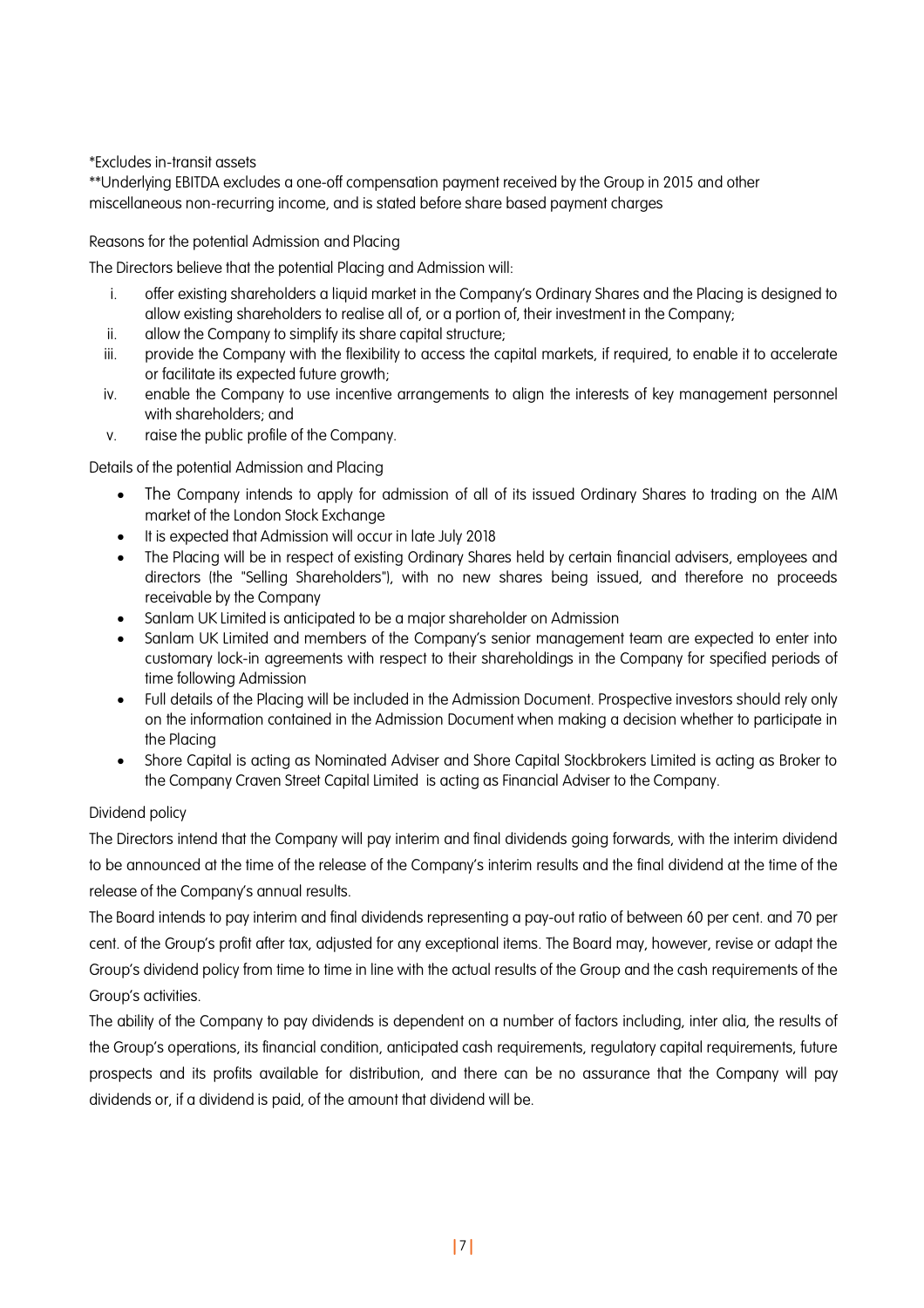*Excludes in-transit assets

**Underlying EBITDA excludes a one-off compensation payment received by the Group in 2015 and other miscellaneous non-recurring income, and is stated before share based payment charges

## Reasons for the potential Admission and Placing

The Directors believe that the potential Placing and Admission will:

i. offer existing shareholders a liquid market in the Company's Ordinary Shares and the Placing is designed to allow existing shareholders to realise all of, or a portion of, their investment in the Company;
ii. allow the Company to simplify its share capital structure;
iii. provide the Company with the flexibility to access the capital markets, if required, to enable it to accelerate or facilitate its expected future growth;
iv. enable the Company to use incentive arrangements to align the interests of key management personnel with shareholders; and
v. raise the public profile of the Company.

## Details of the potential Admission and Placing

- The Company intends to apply for admission of all of its issued Ordinary Shares to trading on the AIM market of the London Stock Exchange
- It is expected that Admission will occur in late July 2018
- The Placing will be in respect of existing Ordinary Shares held by certain financial advisers, employees and directors (the "Selling Shareholders"), with no new shares being issued, and therefore no proceeds receivable by the Company
- Sanlam UK Limited is anticipated to be a major shareholder on Admission
- Sanlam UK Limited and members of the Company's senior management team are expected to enter into customary lock-in agreements with respect to their shareholdings in the Company for specified periods of time following Admission
- Full details of the Placing will be included in the Admission Document. Prospective investors should rely only on the information contained in the Admission Document when making a decision whether to participate in the Placing
- Shore Capital is acting as Nominated Adviser and Shore Capital Stockbrokers Limited is acting as Broker to the Company Craven Street Capital Limited is acting as Financial Adviser to the Company.

## Dividend policy

The Directors intend that the Company will pay interim and final dividends going forwards, with the interim dividend to be announced at the time of the release of the Company's interim results and the final dividend at the time of the release of the Company's annual results.

The Board intends to pay interim and final dividends representing a pay-out ratio of between 60 per cent. and 70 per cent. of the Group's profit after tax, adjusted for any exceptional items. The Board may, however, revise or adapt the Group's dividend policy from time to time in line with the actual results of the Group and the cash requirements of the Group's activities.

The ability of the Company to pay dividends is dependent on a number of factors including, inter alia, the results of the Group's operations, its financial condition, anticipated cash requirements, regulatory capital requirements, future prospects and its profits available for distribution, and there can be no assurance that the Company will pay dividends or, if a dividend is paid, of the amount that dividend will be.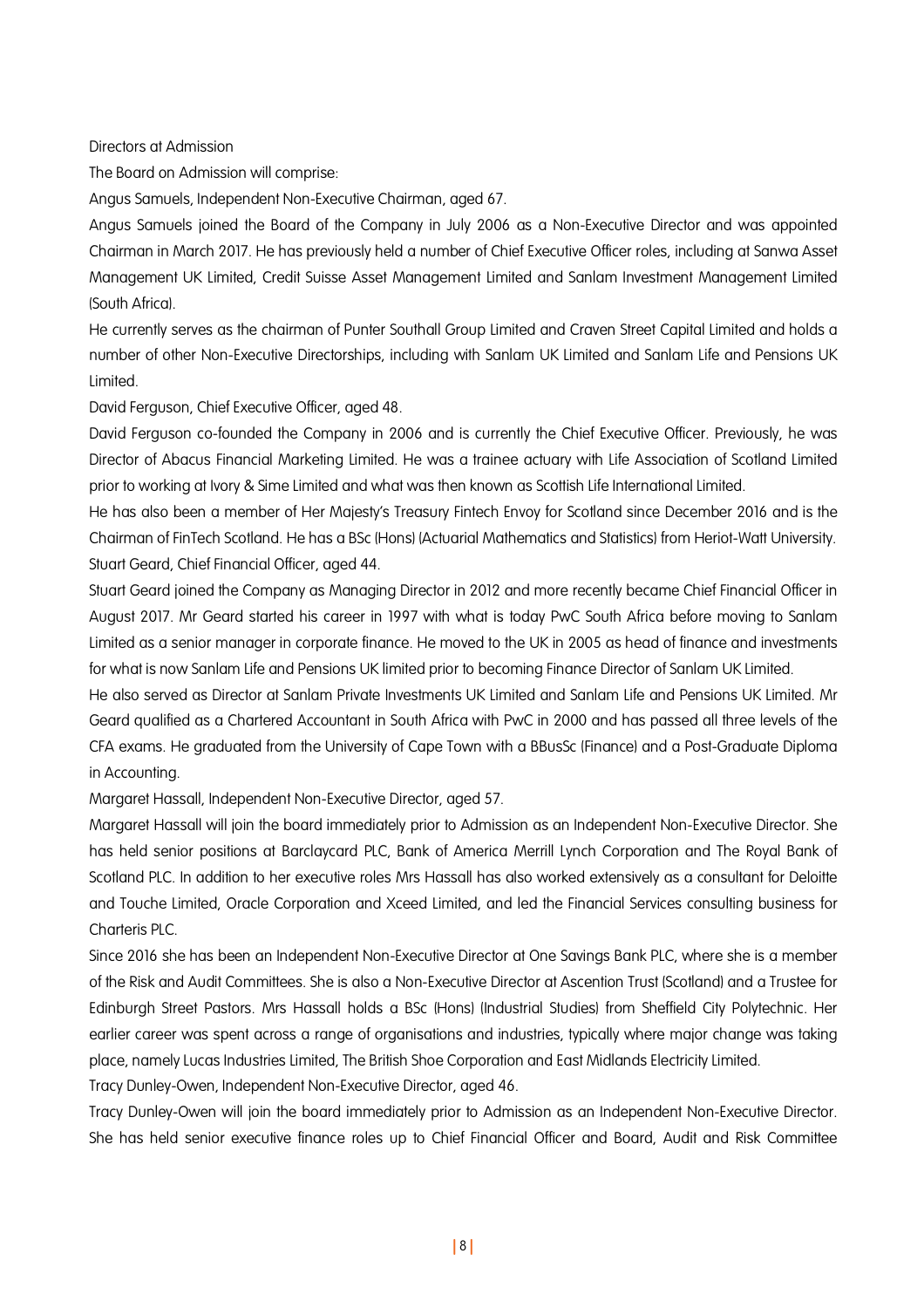Directors at Admission

The Board on Admission will comprise:

Angus Samuels, Independent Non-Executive Chairman, aged 67.

Angus Samuels joined the Board of the Company in July 2006 as a Non-Executive Director and was appointed Chairman in March 2017. He has previously held a number of Chief Executive Officer roles, including at Sanwa Asset Management UK Limited, Credit Suisse Asset Management Limited and Sanlam Investment Management Limited (South Africa).

He currently serves as the chairman of Punter Southall Group Limited and Craven Street Capital Limited and holds a number of other Non-Executive Directorships, including with Sanlam UK Limited and Sanlam Life and Pensions UK Limited.

David Ferguson, Chief Executive Officer, aged 48.

David Ferguson co-founded the Company in 2006 and is currently the Chief Executive Officer. Previously, he was Director of Abacus Financial Marketing Limited. He was a trainee actuary with Life Association of Scotland Limited prior to working at Ivory & Sime Limited and what was then known as Scottish Life International Limited.

He has also been a member of Her Majesty's Treasury Fintech Envoy for Scotland since December 2016 and is the Chairman of FinTech Scotland. He has a BSc (Hons) (Actuarial Mathematics and Statistics) from Heriot-Watt University.

Stuart Geard, Chief Financial Officer, aged 44.

Stuart Geard joined the Company as Managing Director in 2012 and more recently became Chief Financial Officer in August 2017. Mr Geard started his career in 1997 with what is today PwC South Africa before moving to Sanlam Limited as a senior manager in corporate finance. He moved to the UK in 2005 as head of finance and investments for what is now Sanlam Life and Pensions UK limited prior to becoming Finance Director of Sanlam UK Limited.

He also served as Director at Sanlam Private Investments UK Limited and Sanlam Life and Pensions UK Limited. Mr Geard qualified as a Chartered Accountant in South Africa with PwC in 2000 and has passed all three levels of the CFA exams. He graduated from the University of Cape Town with a BBusSc (Finance) and a Post-Graduate Diploma in Accounting.

Margaret Hassall, Independent Non-Executive Director, aged 57.

Margaret Hassall will join the board immediately prior to Admission as an Independent Non-Executive Director. She has held senior positions at Barclaycard PLC, Bank of America Merrill Lynch Corporation and The Royal Bank of Scotland PLC. In addition to her executive roles Mrs Hassall has also worked extensively as a consultant for Deloitte and Touche Limited, Oracle Corporation and Xceed Limited, and led the Financial Services consulting business for Charteris PLC.

Since 2016 she has been an Independent Non-Executive Director at One Savings Bank PLC, where she is a member of the Risk and Audit Committees. She is also a Non-Executive Director at Ascention Trust (Scotland) and a Trustee for Edinburgh Street Pastors. Mrs Hassall holds a BSc (Hons) (Industrial Studies) from Sheffield City Polytechnic. Her earlier career was spent across a range of organisations and industries, typically where major change was taking place, namely Lucas Industries Limited, The British Shoe Corporation and East Midlands Electricity Limited.

Tracy Dunley-Owen, Independent Non-Executive Director, aged 46.

Tracy Dunley-Owen will join the board immediately prior to Admission as an Independent Non-Executive Director. She has held senior executive finance roles up to Chief Financial Officer and Board, Audit and Risk Committee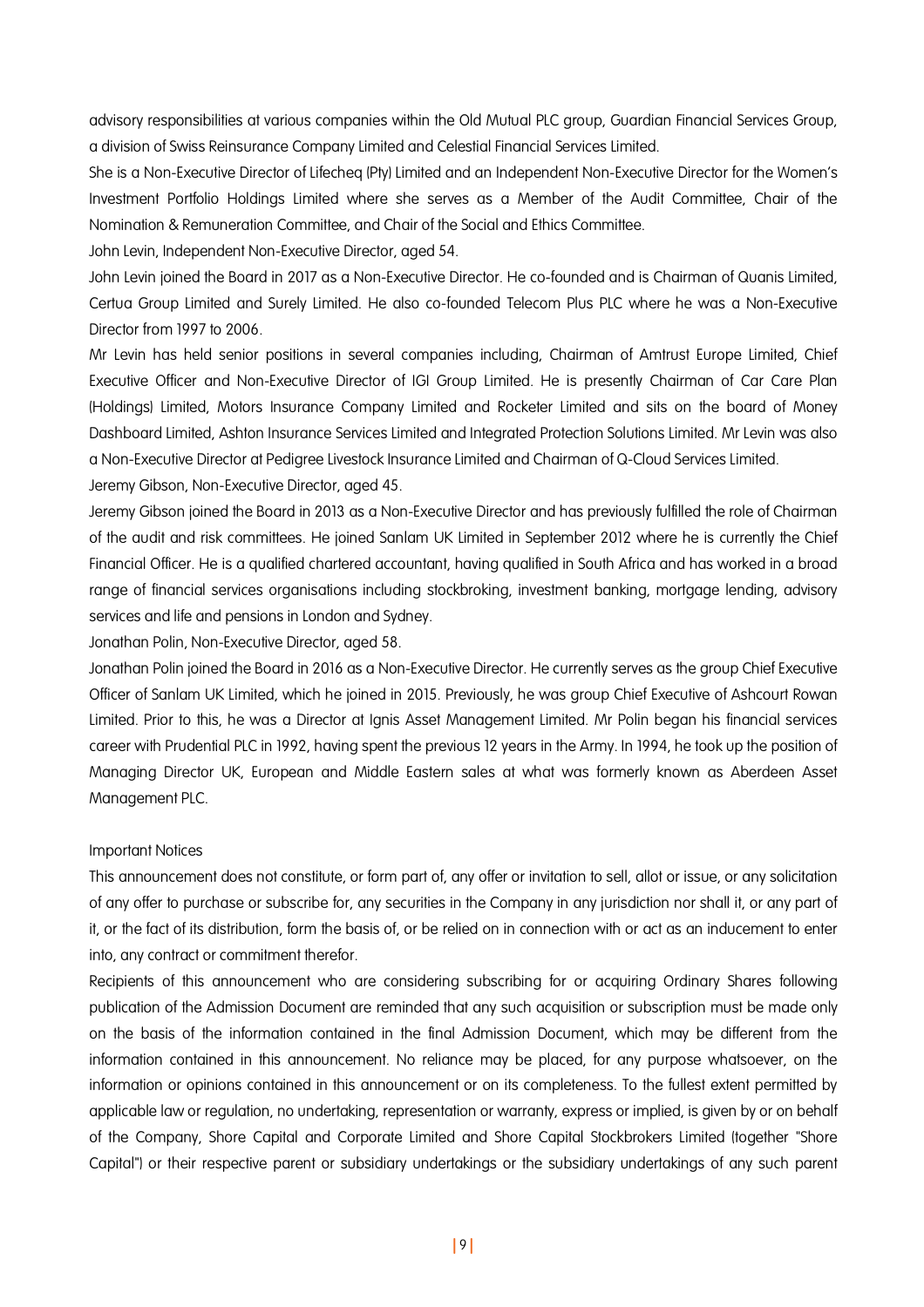advisory responsibilities at various companies within the Old Mutual PLC group, Guardian Financial Services Group, a division of Swiss Reinsurance Company Limited and Celestial Financial Services Limited.

She is a Non-Executive Director of Lifecheq (Pty) Limited and an Independent Non-Executive Director for the Women's Investment Portfolio Holdings Limited where she serves as a Member of the Audit Committee, Chair of the Nomination & Remuneration Committee, and Chair of the Social and Ethics Committee.

John Levin, Independent Non-Executive Director, aged 54.

John Levin joined the Board in 2017 as a Non-Executive Director. He co-founded and is Chairman of Quanis Limited, Certua Group Limited and Surely Limited. He also co-founded Telecom Plus PLC where he was a Non-Executive Director from 1997 to 2006.

Mr Levin has held senior positions in several companies including, Chairman of Amtrust Europe Limited, Chief Executive Officer and Non-Executive Director of IGI Group Limited. He is presently Chairman of Car Care Plan (Holdings) Limited, Motors Insurance Company Limited and Rocketer Limited and sits on the board of Money Dashboard Limited, Ashton Insurance Services Limited and Integrated Protection Solutions Limited. Mr Levin was also a Non-Executive Director at Pedigree Livestock Insurance Limited and Chairman of Q-Cloud Services Limited.

Jeremy Gibson, Non-Executive Director, aged 45.

Jeremy Gibson joined the Board in 2013 as a Non-Executive Director and has previously fulfilled the role of Chairman of the audit and risk committees. He joined Sanlam UK Limited in September 2012 where he is currently the Chief Financial Officer. He is a qualified chartered accountant, having qualified in South Africa and has worked in a broad range of financial services organisations including stockbroking, investment banking, mortgage lending, advisory services and life and pensions in London and Sydney.

Jonathan Polin, Non-Executive Director, aged 58.

Jonathan Polin joined the Board in 2016 as a Non-Executive Director. He currently serves as the group Chief Executive Officer of Sanlam UK Limited, which he joined in 2015. Previously, he was group Chief Executive of Ashcourt Rowan Limited. Prior to this, he was a Director at Ignis Asset Management Limited. Mr Polin began his financial services career with Prudential PLC in 1992, having spent the previous 12 years in the Army. In 1994, he took up the position of Managing Director UK, European and Middle Eastern sales at what was formerly known as Aberdeen Asset Management PLC.

## Important Notices

This announcement does not constitute, or form part of, any offer or invitation to sell, allot or issue, or any solicitation of any offer to purchase or subscribe for, any securities in the Company in any jurisdiction nor shall it, or any part of it, or the fact of its distribution, form the basis of, or be relied on in connection with or act as an inducement to enter into, any contract or commitment therefor.

Recipients of this announcement who are considering subscribing for or acquiring Ordinary Shares following publication of the Admission Document are reminded that any such acquisition or subscription must be made only on the basis of the information contained in the final Admission Document, which may be different from the information contained in this announcement. No reliance may be placed, for any purpose whatsoever, on the information or opinions contained in this announcement or on its completeness. To the fullest extent permitted by applicable law or regulation, no undertaking, representation or warranty, express or implied, is given by or on behalf of the Company, Shore Capital and Corporate Limited and Shore Capital Stockbrokers Limited (together "Shore Capital") or their respective parent or subsidiary undertakings or the subsidiary undertakings of any such parent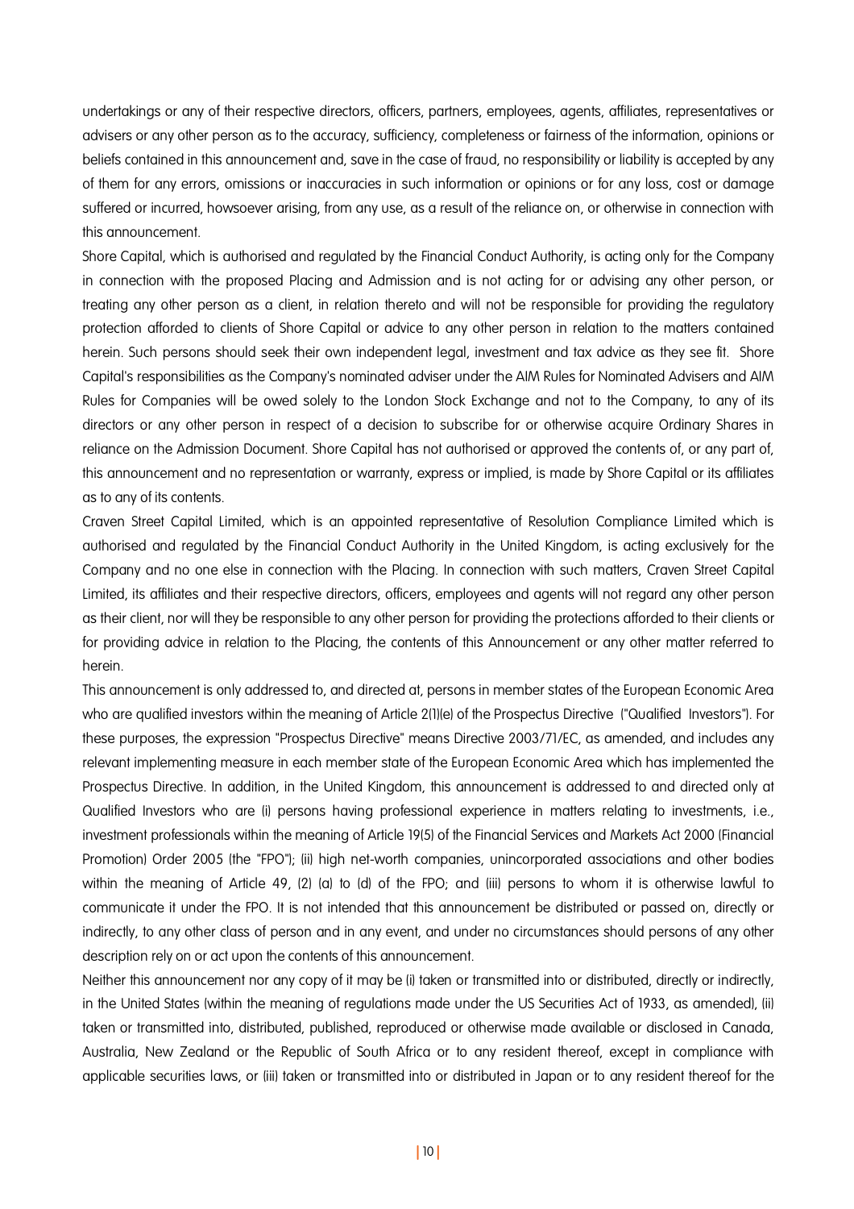undertakings or any of their respective directors, officers, partners, employees, agents, affiliates, representatives or advisers or any other person as to the accuracy, sufficiency, completeness or fairness of the information, opinions or beliefs contained in this announcement and, save in the case of fraud, no responsibility or liability is accepted by any of them for any errors, omissions or inaccuracies in such information or opinions or for any loss, cost or damage suffered or incurred, howsoever arising, from any use, as a result of the reliance on, or otherwise in connection with this announcement.

Shore Capital, which is authorised and regulated by the Financial Conduct Authority, is acting only for the Company in connection with the proposed Placing and Admission and is not acting for or advising any other person, or treating any other person as a client, in relation thereto and will not be responsible for providing the regulatory protection afforded to clients of Shore Capital or advice to any other person in relation to the matters contained herein. Such persons should seek their own independent legal, investment and tax advice as they see fit. Shore Capital's responsibilities as the Company's nominated adviser under the AIM Rules for Nominated Advisers and AIM Rules for Companies will be owed solely to the London Stock Exchange and not to the Company, to any of its directors or any other person in respect of a decision to subscribe for or otherwise acquire Ordinary Shares in reliance on the Admission Document. Shore Capital has not authorised or approved the contents of, or any part of, this announcement and no representation or warranty, express or implied, is made by Shore Capital or its affiliates as to any of its contents.

Craven Street Capital Limited, which is an appointed representative of Resolution Compliance Limited which is authorised and regulated by the Financial Conduct Authority in the United Kingdom, is acting exclusively for the Company and no one else in connection with the Placing. In connection with such matters, Craven Street Capital Limited, its affiliates and their respective directors, officers, employees and agents will not regard any other person as their client, nor will they be responsible to any other person for providing the protections afforded to their clients or for providing advice in relation to the Placing, the contents of this Announcement or any other matter referred to herein.

This announcement is only addressed to, and directed at, persons in member states of the European Economic Area who are qualified investors within the meaning of Article 2(1)(e) of the Prospectus Directive ("Qualified Investors"). For these purposes, the expression "Prospectus Directive" means Directive 2003/71/EC, as amended, and includes any relevant implementing measure in each member state of the European Economic Area which has implemented the Prospectus Directive. In addition, in the United Kingdom, this announcement is addressed to and directed only at Qualified Investors who are (i) persons having professional experience in matters relating to investments, i.e., investment professionals within the meaning of Article 19(5) of the Financial Services and Markets Act 2000 (Financial Promotion) Order 2005 (the "FPO"); (ii) high net-worth companies, unincorporated associations and other bodies within the meaning of Article 49, (2) (a) to (d) of the FPO; and (iii) persons to whom it is otherwise lawful to communicate it under the FPO. It is not intended that this announcement be distributed or passed on, directly or indirectly, to any other class of person and in any event, and under no circumstances should persons of any other description rely on or act upon the contents of this announcement.

Neither this announcement nor any copy of it may be (i) taken or transmitted into or distributed, directly or indirectly, in the United States (within the meaning of regulations made under the US Securities Act of 1933, as amended), (ii) taken or transmitted into, distributed, published, reproduced or otherwise made available or disclosed in Canada, Australia, New Zealand or the Republic of South Africa or to any resident thereof, except in compliance with applicable securities laws, or (iii) taken or transmitted into or distributed in Japan or to any resident thereof for the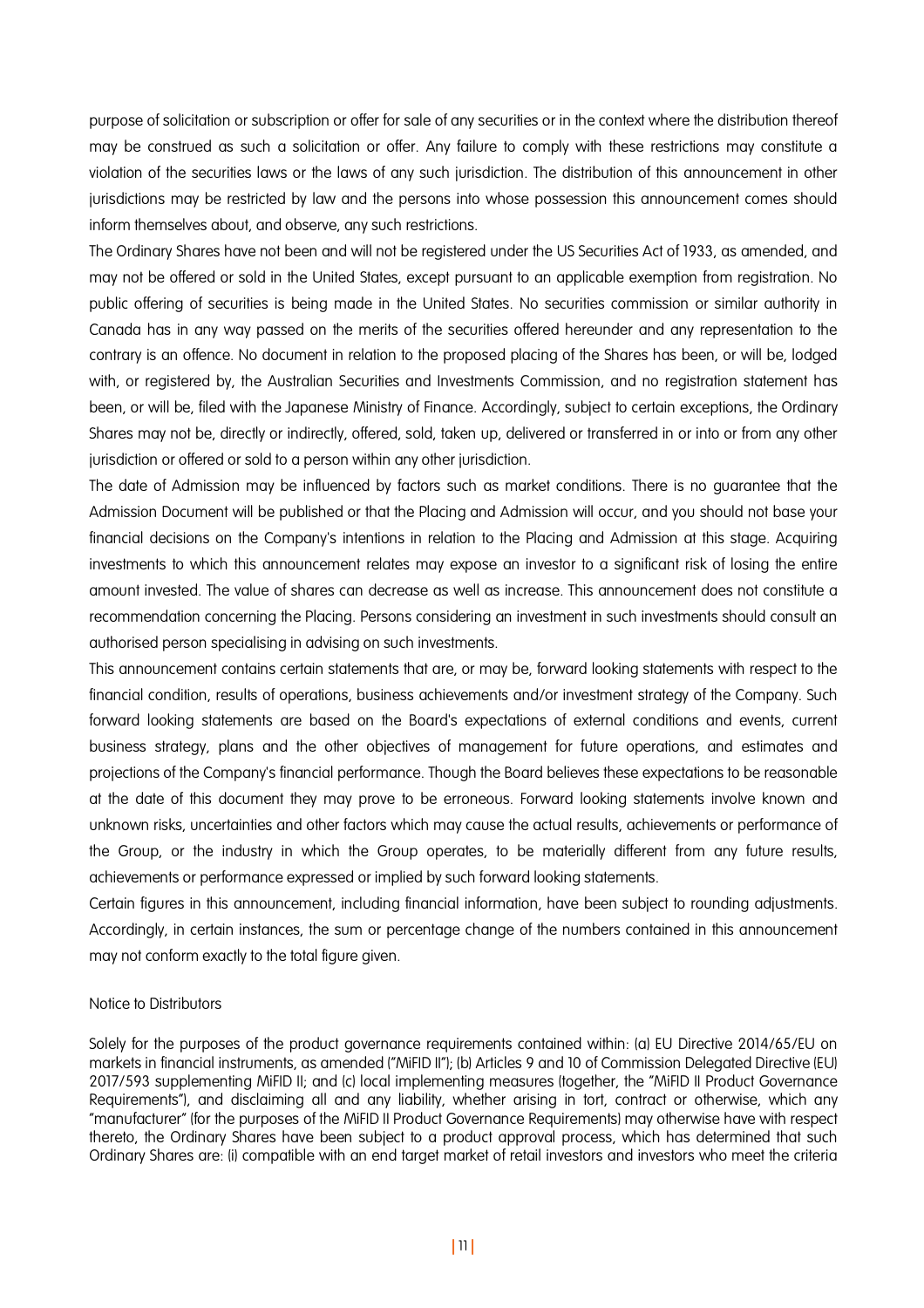purpose of solicitation or subscription or offer for sale of any securities or in the context where the distribution thereof may be construed as such a solicitation or offer. Any failure to comply with these restrictions may constitute a violation of the securities laws or the laws of any such jurisdiction. The distribution of this announcement in other jurisdictions may be restricted by law and the persons into whose possession this announcement comes should inform themselves about, and observe, any such restrictions.

The Ordinary Shares have not been and will not be registered under the US Securities Act of 1933, as amended, and may not be offered or sold in the United States, except pursuant to an applicable exemption from registration. No public offering of securities is being made in the United States. No securities commission or similar authority in Canada has in any way passed on the merits of the securities offered hereunder and any representation to the contrary is an offence. No document in relation to the proposed placing of the Shares has been, or will be, lodged with, or registered by, the Australian Securities and Investments Commission, and no registration statement has been, or will be, filed with the Japanese Ministry of Finance. Accordingly, subject to certain exceptions, the Ordinary Shares may not be, directly or indirectly, offered, sold, taken up, delivered or transferred in or into or from any other jurisdiction or offered or sold to a person within any other jurisdiction.

The date of Admission may be influenced by factors such as market conditions. There is no guarantee that the Admission Document will be published or that the Placing and Admission will occur, and you should not base your financial decisions on the Company's intentions in relation to the Placing and Admission at this stage. Acquiring investments to which this announcement relates may expose an investor to a significant risk of losing the entire amount invested. The value of shares can decrease as well as increase. This announcement does not constitute a recommendation concerning the Placing. Persons considering an investment in such investments should consult an authorised person specialising in advising on such investments.

This announcement contains certain statements that are, or may be, forward looking statements with respect to the financial condition, results of operations, business achievements and/or investment strategy of the Company. Such forward looking statements are based on the Board's expectations of external conditions and events, current business strategy, plans and the other objectives of management for future operations, and estimates and projections of the Company's financial performance. Though the Board believes these expectations to be reasonable at the date of this document they may prove to be erroneous. Forward looking statements involve known and unknown risks, uncertainties and other factors which may cause the actual results, achievements or performance of the Group, or the industry in which the Group operates, to be materially different from any future results, achievements or performance expressed or implied by such forward looking statements.

Certain figures in this announcement, including financial information, have been subject to rounding adjustments. Accordingly, in certain instances, the sum or percentage change of the numbers contained in this announcement may not conform exactly to the total figure given.

Notice to Distributors

Solely for the purposes of the product governance requirements contained within: (a) EU Directive 2014/65/EU on markets in financial instruments, as amended ("MiFID II"); (b) Articles 9 and 10 of Commission Delegated Directive (EU) 2017/593 supplementing MiFID II; and (c) local implementing measures (together, the "MiFID II Product Governance Requirements"), and disclaiming all and any liability, whether arising in tort, contract or otherwise, which any "manufacturer" (for the purposes of the MiFID II Product Governance Requirements) may otherwise have with respect thereto, the Ordinary Shares have been subject to a product approval process, which has determined that such Ordinary Shares are: (i) compatible with an end target market of retail investors and investors who meet the criteria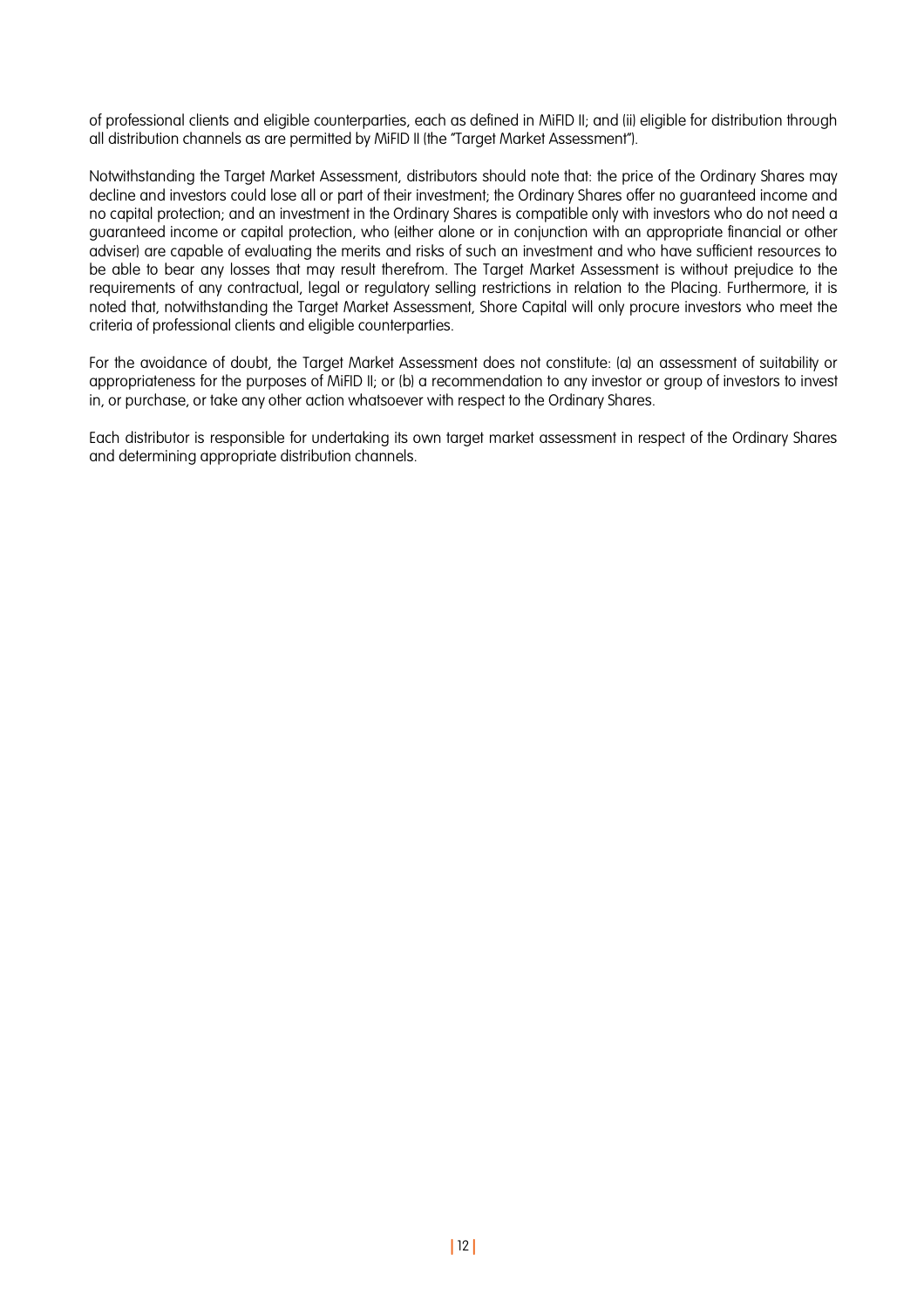of professional clients and eligible counterparties, each as defined in MiFID II; and (ii) eligible for distribution through all distribution channels as are permitted by MiFID II (the "Target Market Assessment").

Notwithstanding the Target Market Assessment, distributors should note that: the price of the Ordinary Shares may decline and investors could lose all or part of their investment; the Ordinary Shares offer no guaranteed income and no capital protection; and an investment in the Ordinary Shares is compatible only with investors who do not need a guaranteed income or capital protection, who (either alone or in conjunction with an appropriate financial or other adviser) are capable of evaluating the merits and risks of such an investment and who have sufficient resources to be able to bear any losses that may result therefrom. The Target Market Assessment is without prejudice to the requirements of any contractual, legal or regulatory selling restrictions in relation to the Placing. Furthermore, it is noted that, notwithstanding the Target Market Assessment, Shore Capital will only procure investors who meet the criteria of professional clients and eligible counterparties.

For the avoidance of doubt, the Target Market Assessment does not constitute: (a) an assessment of suitability or appropriateness for the purposes of MiFID II; or (b) a recommendation to any investor or group of investors to invest in, or purchase, or take any other action whatsoever with respect to the Ordinary Shares.

Each distributor is responsible for undertaking its own target market assessment in respect of the Ordinary Shares and determining appropriate distribution channels.